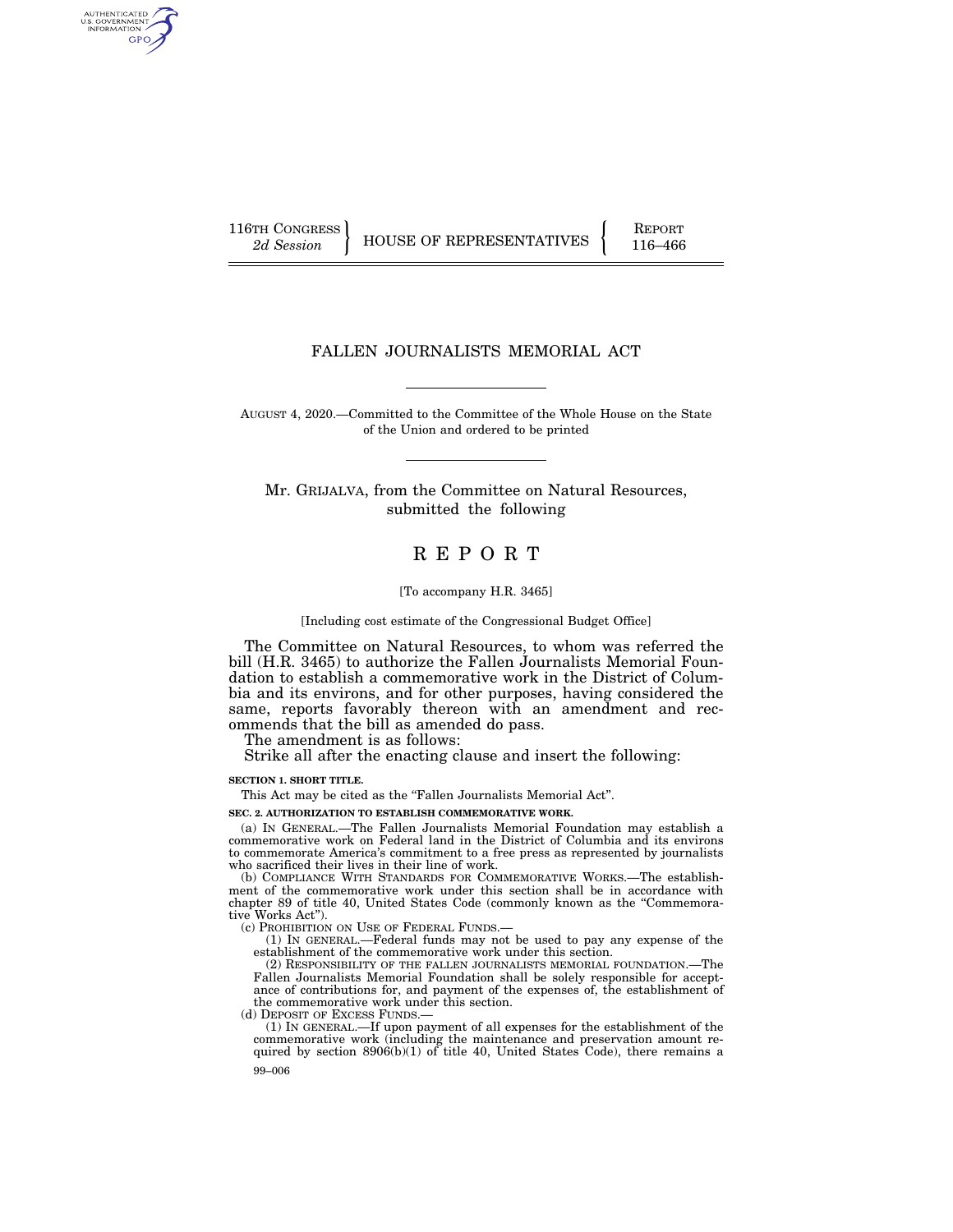116TH CONGRESS
*2d Session*

HOUSE OF REPRESENTATIVES

REPORT
116–466

# FALLEN JOURNALISTS MEMORIAL ACT

AUGUST 4, 2020.—Committed to the Committee of the Whole House on the State of the Union and ordered to be printed

Mr. GRIJALVA, from the Committee on Natural Resources, submitted the following

# R E P O R T

[To accompany H.R. 3465]

[Including cost estimate of the Congressional Budget Office]

The Committee on Natural Resources, to whom was referred the bill (H.R. 3465) to authorize the Fallen Journalists Memorial Foundation to establish a commemorative work in the District of Columbia and its environs, and for other purposes, having considered the same, reports favorably thereon with an amendment and recommends that the bill as amended do pass.

The amendment is as follows:

Strike all after the enacting clause and insert the following:

**SECTION 1. SHORT TITLE.**

This Act may be cited as the "Fallen Journalists Memorial Act".

**SEC. 2. AUTHORIZATION TO ESTABLISH COMMEMORATIVE WORK.**

(a) IN GENERAL.—The Fallen Journalists Memorial Foundation may establish a commemorative work on Federal land in the District of Columbia and its environs to commemorate America's commitment to a free press as represented by journalists who sacrificed their lives in their line of work.

(b) COMPLIANCE WITH STANDARDS FOR COMMEMORATIVE WORKS.—The establishment of the commemorative work under this section shall be in accordance with chapter 89 of title 40, United States Code (commonly known as the "Commemorative Works Act").

(c) PROHIBITION ON USE OF FEDERAL FUNDS.—

(1) IN GENERAL.—Federal funds may not be used to pay any expense of the establishment of the commemorative work under this section.

(2) RESPONSIBILITY OF THE FALLEN JOURNALISTS MEMORIAL FOUNDATION.—The Fallen Journalists Memorial Foundation shall be solely responsible for acceptance of contributions for, and payment of the expenses of, the establishment of the commemorative work under this section.

(d) DEPOSIT OF EXCESS FUNDS.—

(1) IN GENERAL.—If upon payment of all expenses for the establishment of the commemorative work (including the maintenance and preservation amount required by section 8906(b)(1) of title 40, United States Code), there remains a

99–006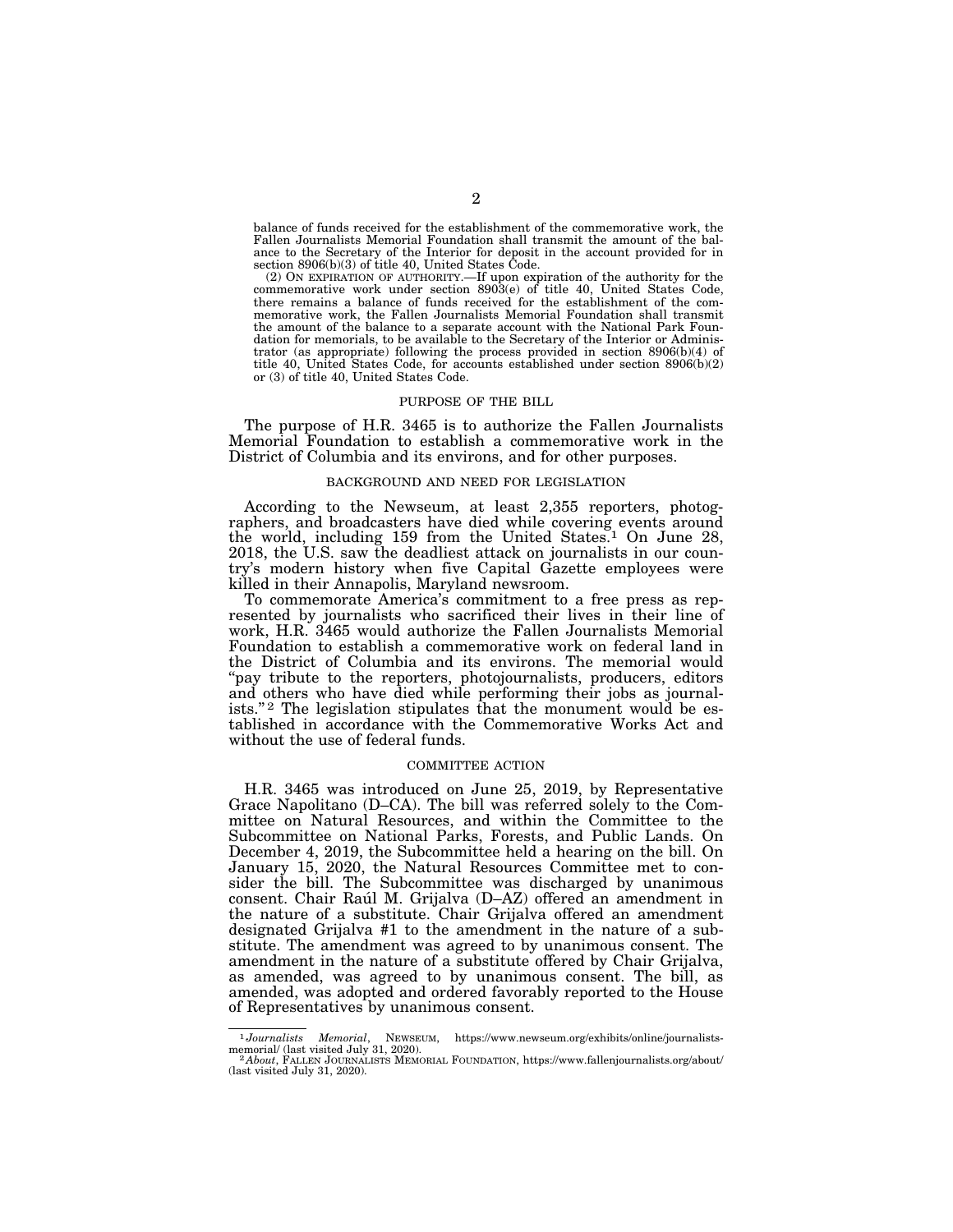balance of funds received for the establishment of the commemorative work, the Fallen Journalists Memorial Foundation shall transmit the amount of the balance to the Secretary of the Interior for deposit in the account provided for in section 8906(b)(3) of title 40, United States Code.

(2) ON EXPIRATION OF AUTHORITY.—If upon expiration of the authority for the commemorative work under section 8903(e) of title 40, United States Code, there remains a balance of funds received for the establishment of the commemorative work, the Fallen Journalists Memorial Foundation shall transmit the amount of the balance to a separate account with the National Park Foundation for memorials, to be available to the Secretary of the Interior or Administrator (as appropriate) following the process provided in section 8906(b)(4) of title 40, United States Code, for accounts established under section 8906(b)(2) or (3) of title 40, United States Code.

## PURPOSE OF THE BILL

The purpose of H.R. 3465 is to authorize the Fallen Journalists Memorial Foundation to establish a commemorative work in the District of Columbia and its environs, and for other purposes.

## BACKGROUND AND NEED FOR LEGISLATION

According to the Newseum, at least 2,355 reporters, photographers, and broadcasters have died while covering events around the world, including 159 from the United States.[1] On June 28, 2018, the U.S. saw the deadliest attack on journalists in our country's modern history when five Capital Gazette employees were killed in their Annapolis, Maryland newsroom.

To commemorate America's commitment to a free press as represented by journalists who sacrificed their lives in their line of work, H.R. 3465 would authorize the Fallen Journalists Memorial Foundation to establish a commemorative work on federal land in the District of Columbia and its environs. The memorial would "pay tribute to the reporters, photojournalists, producers, editors and others who have died while performing their jobs as journalists."[2] The legislation stipulates that the monument would be established in accordance with the Commemorative Works Act and without the use of federal funds.

## COMMITTEE ACTION

H.R. 3465 was introduced on June 25, 2019, by Representative Grace Napolitano (D–CA). The bill was referred solely to the Committee on Natural Resources, and within the Committee to the Subcommittee on National Parks, Forests, and Public Lands. On December 4, 2019, the Subcommittee held a hearing on the bill. On January 15, 2020, the Natural Resources Committee met to consider the bill. The Subcommittee was discharged by unanimous consent. Chair Raúl M. Grijalva (D–AZ) offered an amendment in the nature of a substitute. Chair Grijalva offered an amendment designated Grijalva #1 to the amendment in the nature of a substitute. The amendment was agreed to by unanimous consent. The amendment in the nature of a substitute offered by Chair Grijalva, as amended, was agreed to by unanimous consent. The bill, as amended, was adopted and ordered favorably reported to the House of Representatives by unanimous consent.

---

[1] *Journalists Memorial*, NEWSEUM, https://www.newseum.org/exhibits/online/journalists-memorial/ (last visited July 31, 2020).

[2] *About*, FALLEN JOURNALISTS MEMORIAL FOUNDATION, https://www.fallenjournalists.org/about/ (last visited July 31, 2020).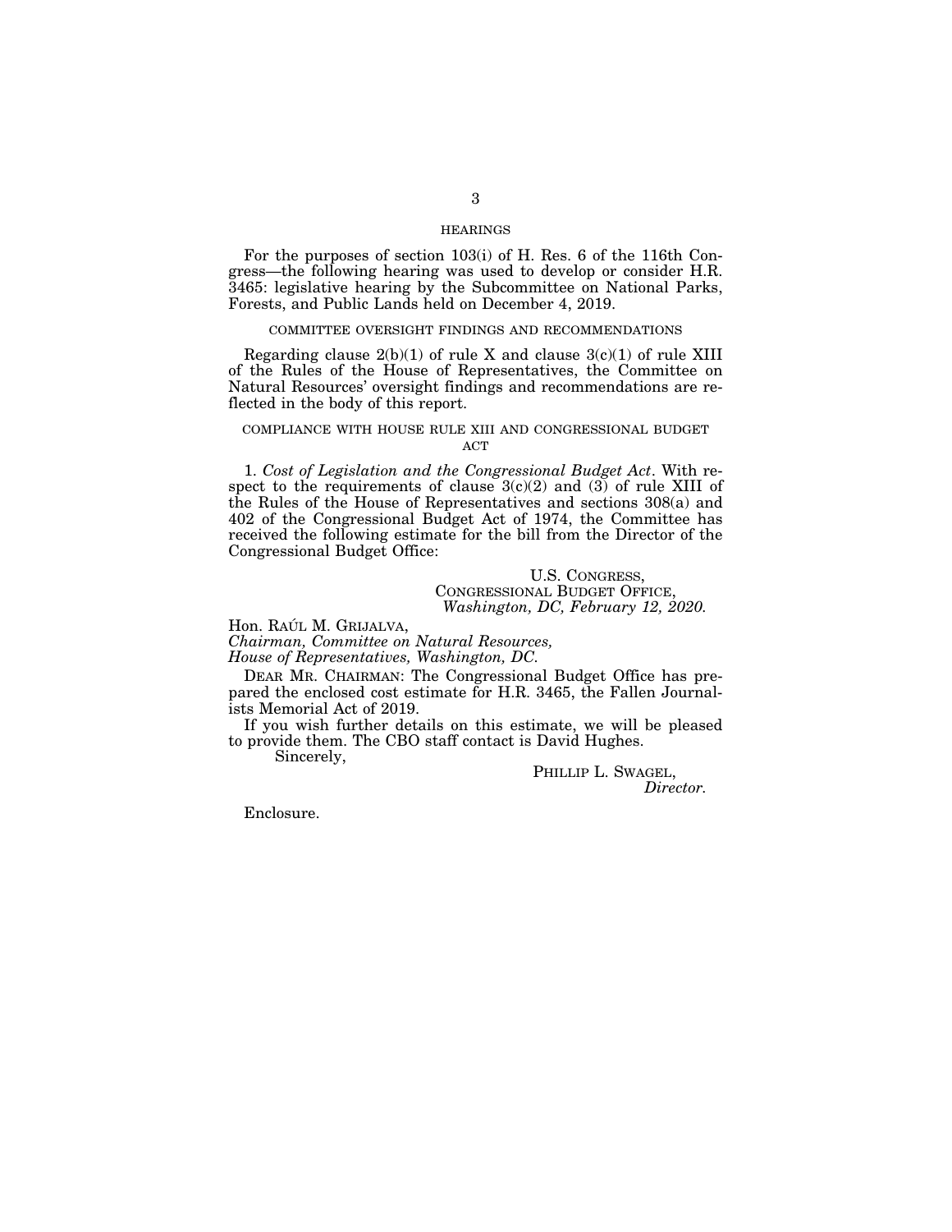## HEARINGS

For the purposes of section 103(i) of H. Res. 6 of the 116th Congress—the following hearing was used to develop or consider H.R. 3465: legislative hearing by the Subcommittee on National Parks, Forests, and Public Lands held on December 4, 2019.

## COMMITTEE OVERSIGHT FINDINGS AND RECOMMENDATIONS

Regarding clause 2(b)(1) of rule X and clause 3(c)(1) of rule XIII of the Rules of the House of Representatives, the Committee on Natural Resources' oversight findings and recommendations are reflected in the body of this report.

## COMPLIANCE WITH HOUSE RULE XIII AND CONGRESSIONAL BUDGET ACT

1. *Cost of Legislation and the Congressional Budget Act*. With respect to the requirements of clause 3(c)(2) and (3) of rule XIII of the Rules of the House of Representatives and sections 308(a) and 402 of the Congressional Budget Act of 1974, the Committee has received the following estimate for the bill from the Director of the Congressional Budget Office:

U.S. CONGRESS,
CONGRESSIONAL BUDGET OFFICE,
*Washington, DC, February 12, 2020.*

Hon. RAÚL M. GRIJALVA,
*Chairman, Committee on Natural Resources,*
*House of Representatives, Washington, DC.*

DEAR MR. CHAIRMAN: The Congressional Budget Office has prepared the enclosed cost estimate for H.R. 3465, the Fallen Journalists Memorial Act of 2019.

If you wish further details on this estimate, we will be pleased to provide them. The CBO staff contact is David Hughes.

Sincerely,

PHILLIP L. SWAGEL,
*Director.*

Enclosure.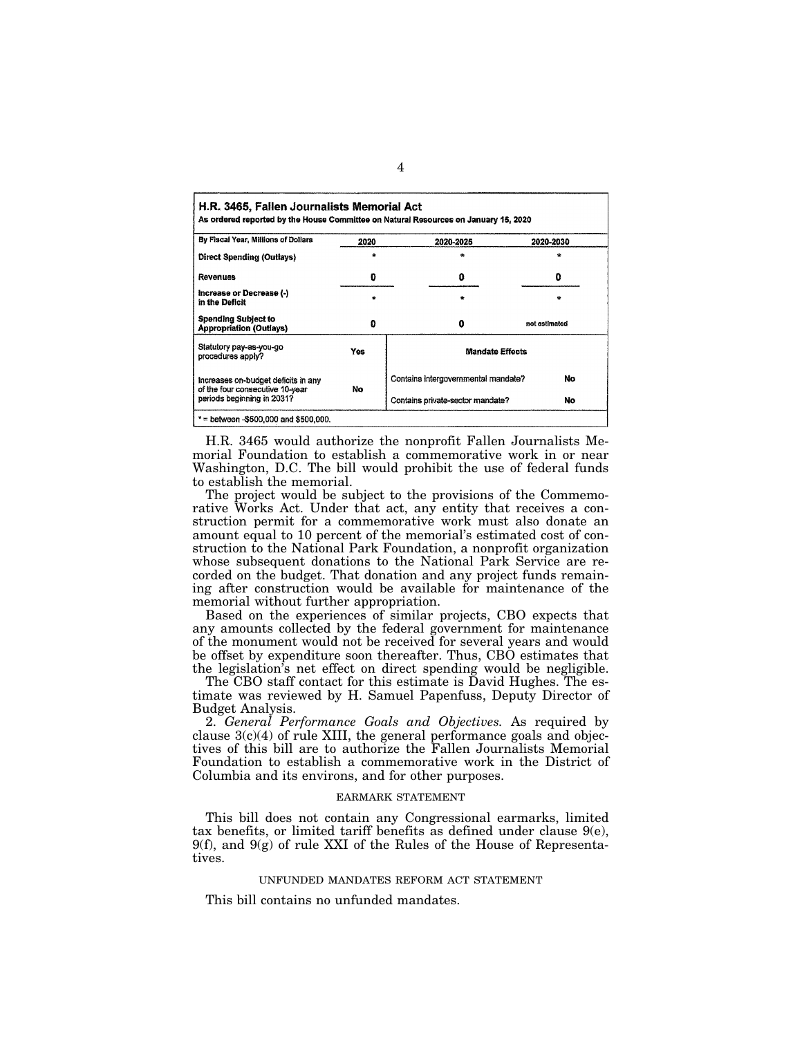**H.R. 3465, Fallen Journalists Memorial Act**
As ordered reported by the House Committee on Natural Resources on January 15, 2020

| By Fiscal Year, Millions of Dollars | 2020 | 2020-2025 | 2020-2030 |
|---|---|---|---|
| Direct Spending (Outlays) | * | * | * |
| Revenues | 0 | 0 | 0 |
| Increase or Decrease (-) in the Deficit | * | * | * |
| Spending Subject to Appropriation (Outlays) | 0 | 0 | not estimated |

| Statutory pay-as-you-go procedures apply? | Yes | Mandate Effects | |
|---|---|---|---|
| Increases on-budget deficits in any of the four consecutive 10-year periods beginning in 2031? | No | Contains intergovernmental mandate? | No |
| | | Contains private-sector mandate? | No |

* = between -$500,000 and $500,000.

H.R. 3465 would authorize the nonprofit Fallen Journalists Memorial Foundation to establish a commemorative work in or near Washington, D.C. The bill would prohibit the use of federal funds to establish the memorial.

The project would be subject to the provisions of the Commemorative Works Act. Under that act, any entity that receives a construction permit for a commemorative work must also donate an amount equal to 10 percent of the memorial's estimated cost of construction to the National Park Foundation, a nonprofit organization whose subsequent donations to the National Park Service are recorded on the budget. That donation and any project funds remaining after construction would be available for maintenance of the memorial without further appropriation.

Based on the experiences of similar projects, CBO expects that any amounts collected by the federal government for maintenance of the monument would not be received for several years and would be offset by expenditure soon thereafter. Thus, CBO estimates that the legislation's net effect on direct spending would be negligible.

The CBO staff contact for this estimate is David Hughes. The estimate was reviewed by H. Samuel Papenfuss, Deputy Director of Budget Analysis.

2. *General Performance Goals and Objectives.* As required by clause 3(c)(4) of rule XIII, the general performance goals and objectives of this bill are to authorize the Fallen Journalists Memorial Foundation to establish a commemorative work in the District of Columbia and its environs, and for other purposes.

EARMARK STATEMENT

This bill does not contain any Congressional earmarks, limited tax benefits, or limited tariff benefits as defined under clause 9(e), 9(f), and 9(g) of rule XXI of the Rules of the House of Representatives.

UNFUNDED MANDATES REFORM ACT STATEMENT

This bill contains no unfunded mandates.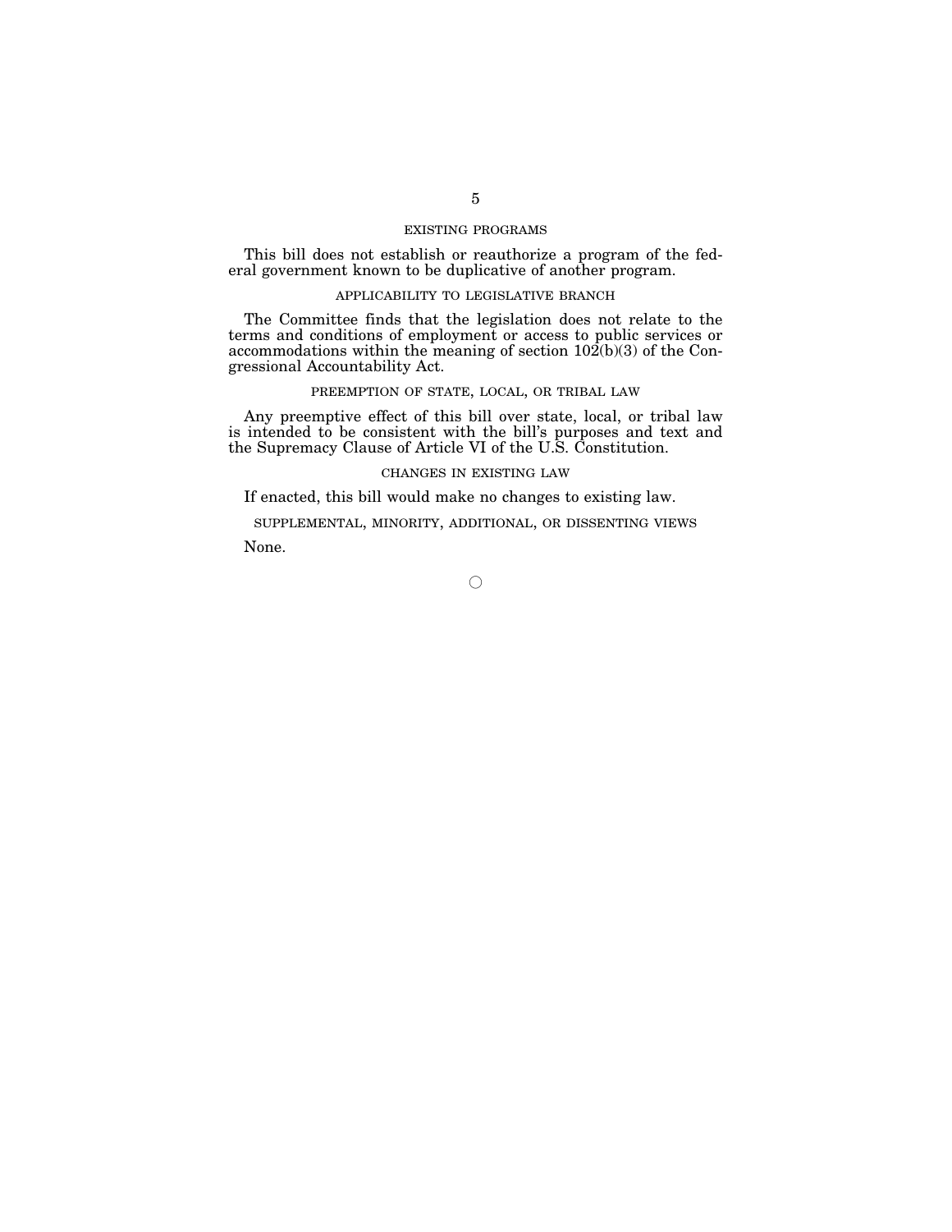## EXISTING PROGRAMS

This bill does not establish or reauthorize a program of the federal government known to be duplicative of another program.

## APPLICABILITY TO LEGISLATIVE BRANCH

The Committee finds that the legislation does not relate to the terms and conditions of employment or access to public services or accommodations within the meaning of section 102(b)(3) of the Congressional Accountability Act.

## PREEMPTION OF STATE, LOCAL, OR TRIBAL LAW

Any preemptive effect of this bill over state, local, or tribal law is intended to be consistent with the bill's purposes and text and the Supremacy Clause of Article VI of the U.S. Constitution.

## CHANGES IN EXISTING LAW

If enacted, this bill would make no changes to existing law.

## SUPPLEMENTAL, MINORITY, ADDITIONAL, OR DISSENTING VIEWS

None.

○